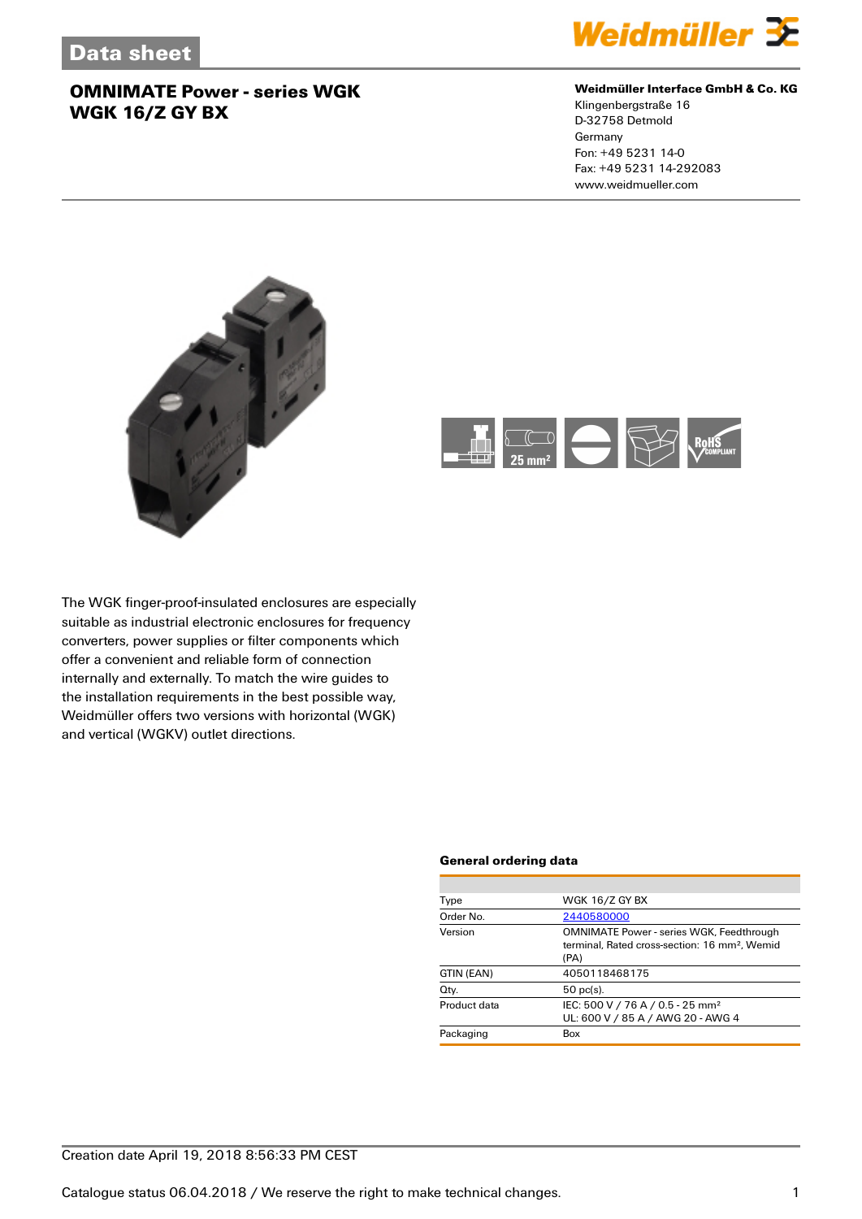# Data sheet

## OMNIMATE Power - series WGK
## WGK 16/Z GY BX

**Weidmüller Interface GmbH & Co. KG**
Klingenbergstraße 16
D-32758 Detmold
Germany
Fon: +49 5231 14-0
Fax: +49 5231 14-292083
www.weidmueller.com

25 mm²

RoHS COMPLIANT

The WGK finger-proof-insulated enclosures are especially suitable as industrial electronic enclosures for frequency converters, power supplies or filter components which offer a convenient and reliable form of connection internally and externally. To match the wire guides to the installation requirements in the best possible way, Weidmüller offers two versions with horizontal (WGK) and vertical (WGKV) outlet directions.

### General ordering data

| | |
|---|---|
| Type | WGK 16/Z GY BX |
| Order No. | 2440580000 |
| Version | OMNIMATE Power - series WGK, Feedthrough terminal, Rated cross-section: 16 mm², Wemid (PA) |
| GTIN (EAN) | 4050118468175 |
| Qty. | 50 pc(s). |
| Product data | IEC: 500 V / 76 A / 0.5 - 25 mm²<br>UL: 600 V / 85 A / AWG 20 - AWG 4 |
| Packaging | Box |

Creation date April 19, 2018 8:56:33 PM CEST

Catalogue status 06.04.2018 / We reserve the right to make technical changes.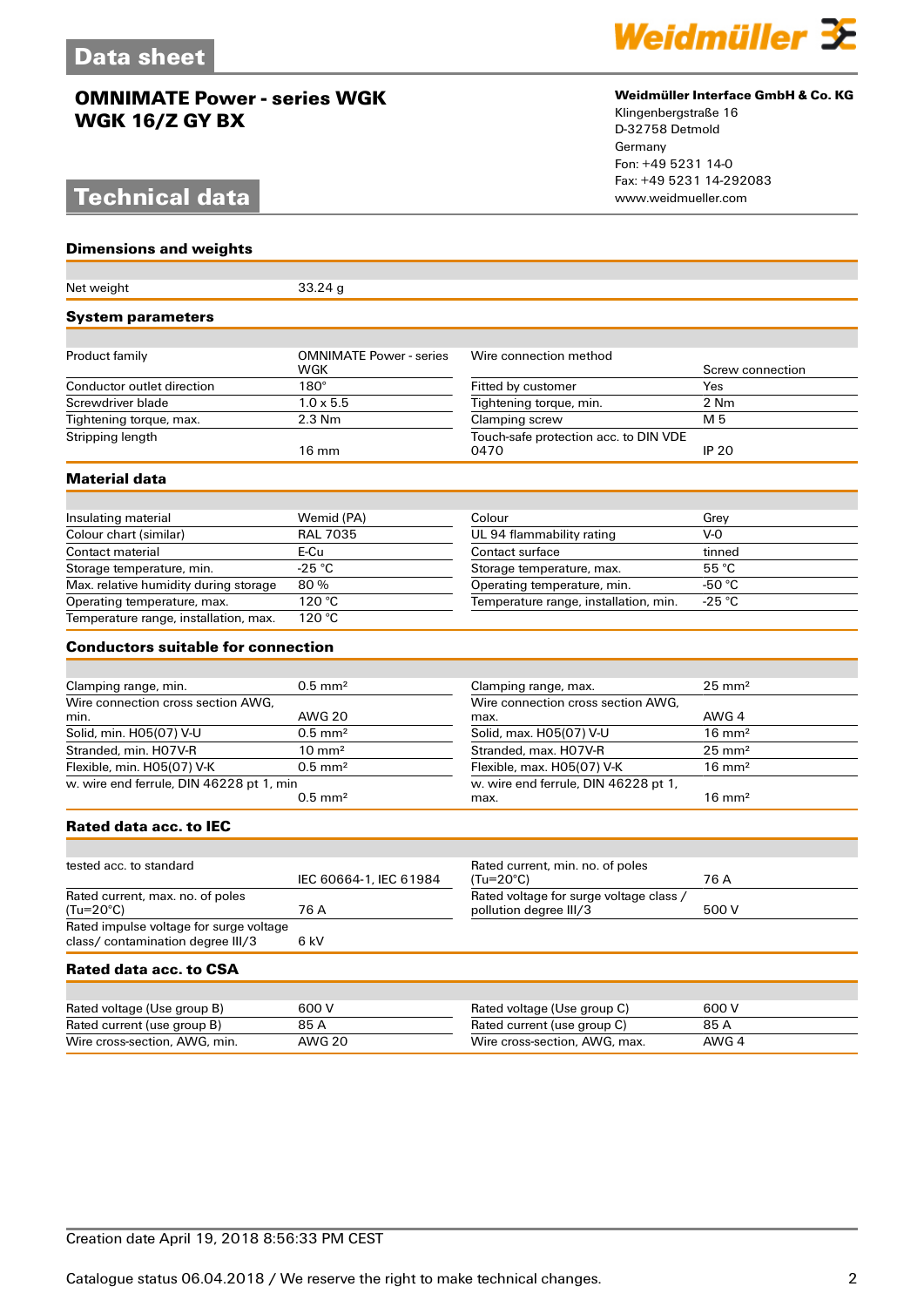# Data sheet

## OMNIMATE Power - series WGK
## WGK 16/Z GY BX

**Weidmüller Interface GmbH & Co. KG**
Klingenbergstraße 16
D-32758 Detmold
Germany
Fon: +49 5231 14-0
Fax: +49 5231 14-292083
www.weidmueller.com

# Technical data

### Dimensions and weights

| | |
|---|---|
| Net weight | 33.24 g |

### System parameters

| | | | |
|---|---|---|---|
| Product family | OMNIMATE Power - series WGK | Wire connection method | Screw connection |
| Conductor outlet direction | 180° | Fitted by customer | Yes |
| Screwdriver blade | 1.0 x 5.5 | Tightening torque, min. | 2 Nm |
| Tightening torque, max. | 2.3 Nm | Clamping screw | M 5 |
| Stripping length | 16 mm | Touch-safe protection acc. to DIN VDE 0470 | IP 20 |

### Material data

| | | | |
|---|---|---|---|
| Insulating material | Wemid (PA) | Colour | Grey |
| Colour chart (similar) | RAL 7035 | UL 94 flammability rating | V-0 |
| Contact material | E-Cu | Contact surface | tinned |
| Storage temperature, min. | -25 °C | Storage temperature, max. | 55 °C |
| Max. relative humidity during storage | 80 % | Operating temperature, min. | -50 °C |
| Operating temperature, max. | 120 °C | Temperature range, installation, min. | -25 °C |
| Temperature range, installation, max. | 120 °C | | |

### Conductors suitable for connection

| | | | |
|---|---|---|---|
| Clamping range, min. | 0.5 mm² | Clamping range, max. | 25 mm² |
| Wire connection cross section AWG, min. | AWG 20 | Wire connection cross section AWG, max. | AWG 4 |
| Solid, min. H05(07) V-U | 0.5 mm² | Solid, max. H05(07) V-U | 16 mm² |
| Stranded, min. H07V-R | 10 mm² | Stranded, max. H07V-R | 25 mm² |
| Flexible, min. H05(07) V-K | 0.5 mm² | Flexible, max. H05(07) V-K | 16 mm² |
| w. wire end ferrule, DIN 46228 pt 1, min | 0.5 mm² | w. wire end ferrule, DIN 46228 pt 1, max. | 16 mm² |

### Rated data acc. to IEC

| | | | |
|---|---|---|---|
| tested acc. to standard | IEC 60664-1, IEC 61984 | Rated current, min. no. of poles (Tu=20°C) | 76 A |
| Rated current, max. no. of poles (Tu=20°C) | 76 A | Rated voltage for surge voltage class / pollution degree III/3 | 500 V |
| Rated impulse voltage for surge voltage class/ contamination degree III/3 | 6 kV | | |

### Rated data acc. to CSA

| | | | |
|---|---|---|---|
| Rated voltage (Use group B) | 600 V | Rated voltage (Use group C) | 600 V |
| Rated current (use group B) | 85 A | Rated current (use group C) | 85 A |
| Wire cross-section, AWG, min. | AWG 20 | Wire cross-section, AWG, max. | AWG 4 |

Creation date April 19, 2018 8:56:33 PM CEST

Catalogue status 06.04.2018 / We reserve the right to make technical changes.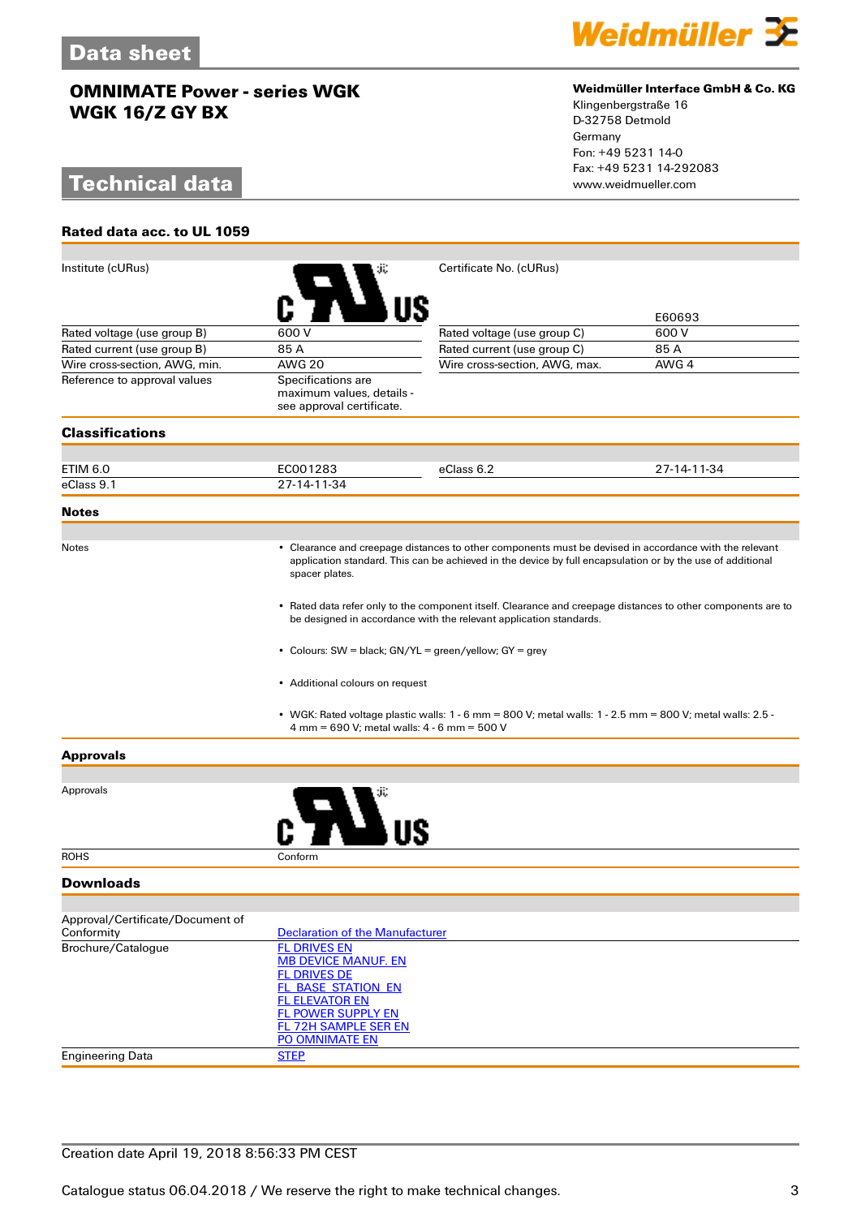# Data sheet

## OMNIMATE Power - series WGK
## WGK 16/Z GY BX

**Weidmüller Interface GmbH & Co. KG**
Klingenbergstraße 16
D-32758 Detmold
Germany
Fon: +49 5231 14-0
Fax: +49 5231 14-292083
www.weidmueller.com

# Technical data

### Rated data acc. to UL 1059

| | | | |
|---|---|---|---|
| Institute (cURus) | | Certificate No. (cURus) | E60693 |
| Rated voltage (use group B) | 600 V | Rated voltage (use group C) | 600 V |
| Rated current (use group B) | 85 A | Rated current (use group C) | 85 A |
| Wire cross-section, AWG, min. | AWG 20 | Wire cross-section, AWG, max. | AWG 4 |
| Reference to approval values | Specifications are maximum values, details - see approval certificate. | | |

### Classifications

| | | | |
|---|---|---|---|
| ETIM 6.0 | EC001283 | eClass 6.2 | 27-14-11-34 |
| eClass 9.1 | 27-14-11-34 | | |

### Notes

Notes

- Clearance and creepage distances to other components must be devised in accordance with the relevant application standard. This can be achieved in the device by full encapsulation or by the use of additional spacer plates.
- Rated data refer only to the component itself. Clearance and creepage distances to other components are to be designed in accordance with the relevant application standards.
- Colours: SW = black; GN/YL = green/yellow; GY = grey
- Additional colours on request
- WGK: Rated voltage plastic walls: 1 - 6 mm = 800 V; metal walls: 1 - 2.5 mm = 800 V; metal walls: 2.5 - 4 mm = 690 V; metal walls: 4 - 6 mm = 500 V

### Approvals

| | |
|---|---|
| Approvals | cURus |
| ROHS | Conform |

### Downloads

| | |
|---|---|
| Approval/Certificate/Document of Conformity | Declaration of the Manufacturer |
| Brochure/Catalogue | FL DRIVES EN<br>MB DEVICE MANUF. EN<br>FL DRIVES DE<br>FL_BASE_STATION_EN<br>FL ELEVATOR EN<br>FL POWER SUPPLY EN<br>FL 72H SAMPLE SER EN<br>PO OMNIMATE EN |
| Engineering Data | STEP |

Creation date April 19, 2018 8:56:33 PM CEST

Catalogue status 06.04.2018 / We reserve the right to make technical changes.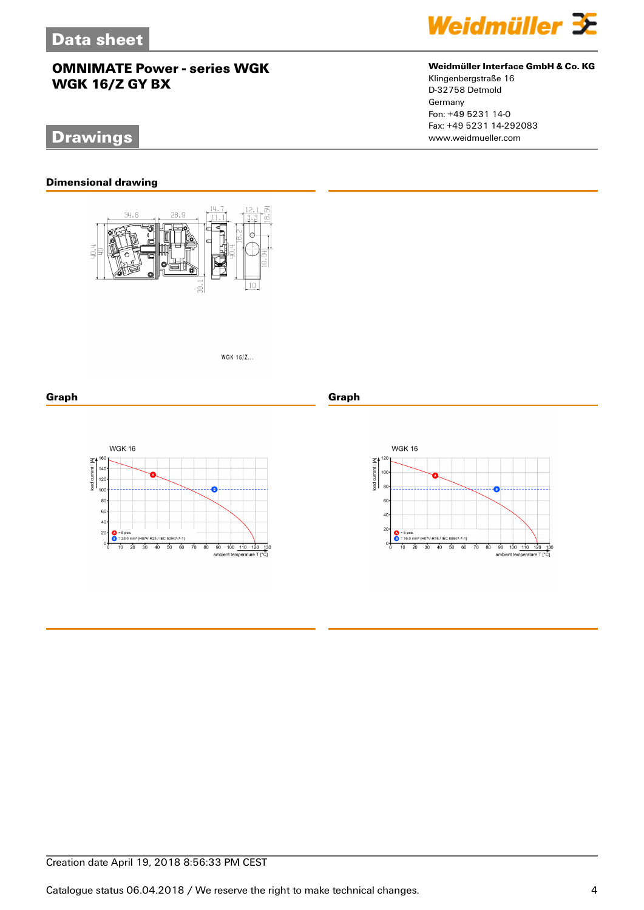# Data sheet

## OMNIMATE Power - series WGK
## WGK 16/Z GY BX

**Weidmüller Interface GmbH & Co. KG**
Klingenbergstraße 16
D-32758 Detmold
Germany
Fon: +49 5231 14-0
Fax: +49 5231 14-292083
www.weidmueller.com

## Drawings

### Dimensional drawing

34.6
28.9
14.7
11.1
12.1
3.3
18.64
40.4
40
18.2
40.4
10.04
38.1
10

WGK 16/Z...

### Graph

WGK 16

load current I [A]

160
140
120
100
80
60
40
20
0

0 10 20 30 40 50 60 70 80 90 100 110 120 130

ambient temperature T [°C]

A = 5 pos.
B = 25.0 mm² (H07V-R25 / IEC 60947-7-1)

### Graph

WGK 16

load current I [A]

120
100
80
60
40
20
0

0 10 20 30 40 50 60 70 80 90 100 110 120 130

ambient temperature T [°C]

A = 5 pos.
B = 16.0 mm² (H07V-R16 / IEC 60947-7-1)

Creation date April 19, 2018 8:56:33 PM CEST

Catalogue status 06.04.2018 / We reserve the right to make technical changes.